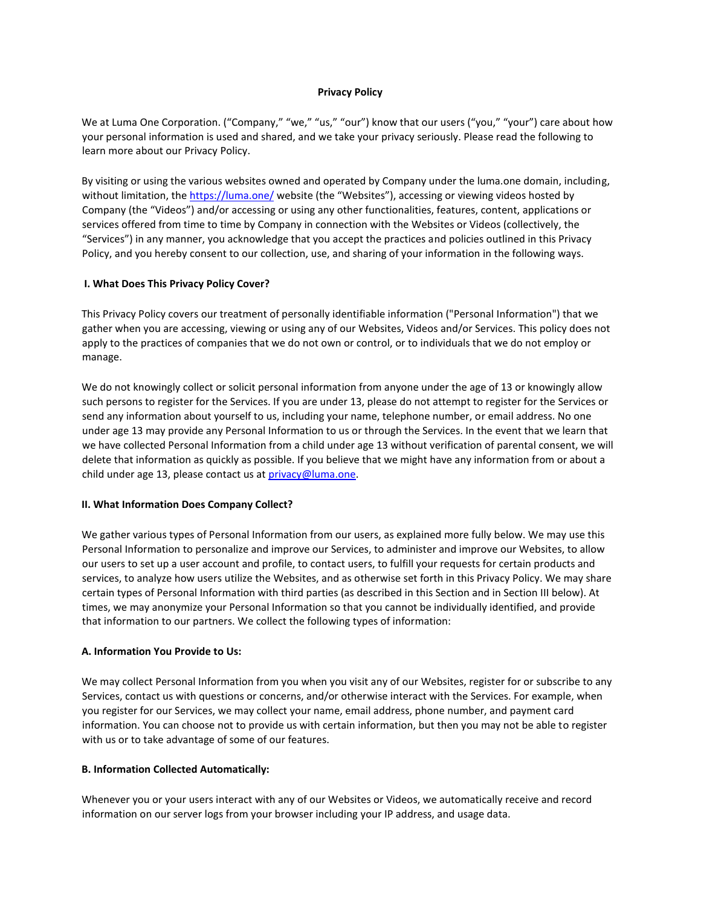# Privacy Policy

We at Luma One Corporation. ("Company," "we," "us," "our") know that our users ("you," "your") care about how your personal information is used and shared, and we take your privacy seriously. Please read the following to learn more about our Privacy Policy.

By visiting or using the various websites owned and operated by Company under the luma.one domain, including, without limitation, the https://luma.one/ website (the "Websites"), accessing or viewing videos hosted by Company (the "Videos") and/or accessing or using any other functionalities, features, content, applications or services offered from time to time by Company in connection with the Websites or Videos (collectively, the "Services") in any manner, you acknowledge that you accept the practices and policies outlined in this Privacy Policy, and you hereby consent to our collection, use, and sharing of your information in the following ways.

## I. What Does This Privacy Policy Cover?

This Privacy Policy covers our treatment of personally identifiable information ("Personal Information") that we gather when you are accessing, viewing or using any of our Websites, Videos and/or Services. This policy does not apply to the practices of companies that we do not own or control, or to individuals that we do not employ or manage.

We do not knowingly collect or solicit personal information from anyone under the age of 13 or knowingly allow such persons to register for the Services. If you are under 13, please do not attempt to register for the Services or send any information about yourself to us, including your name, telephone number, or email address. No one under age 13 may provide any Personal Information to us or through the Services. In the event that we learn that we have collected Personal Information from a child under age 13 without verification of parental consent, we will delete that information as quickly as possible. If you believe that we might have any information from or about a child under age 13, please contact us at privacy@luma.one.

## II. What Information Does Company Collect?

We gather various types of Personal Information from our users, as explained more fully below. We may use this Personal Information to personalize and improve our Services, to administer and improve our Websites, to allow our users to set up a user account and profile, to contact users, to fulfill your requests for certain products and services, to analyze how users utilize the Websites, and as otherwise set forth in this Privacy Policy. We may share certain types of Personal Information with third parties (as described in this Section and in Section III below). At times, we may anonymize your Personal Information so that you cannot be individually identified, and provide that information to our partners. We collect the following types of information:

### A. Information You Provide to Us:

We may collect Personal Information from you when you visit any of our Websites, register for or subscribe to any Services, contact us with questions or concerns, and/or otherwise interact with the Services. For example, when you register for our Services, we may collect your name, email address, phone number, and payment card information. You can choose not to provide us with certain information, but then you may not be able to register with us or to take advantage of some of our features.

### B. Information Collected Automatically:

Whenever you or your users interact with any of our Websites or Videos, we automatically receive and record information on our server logs from your browser including your IP address, and usage data.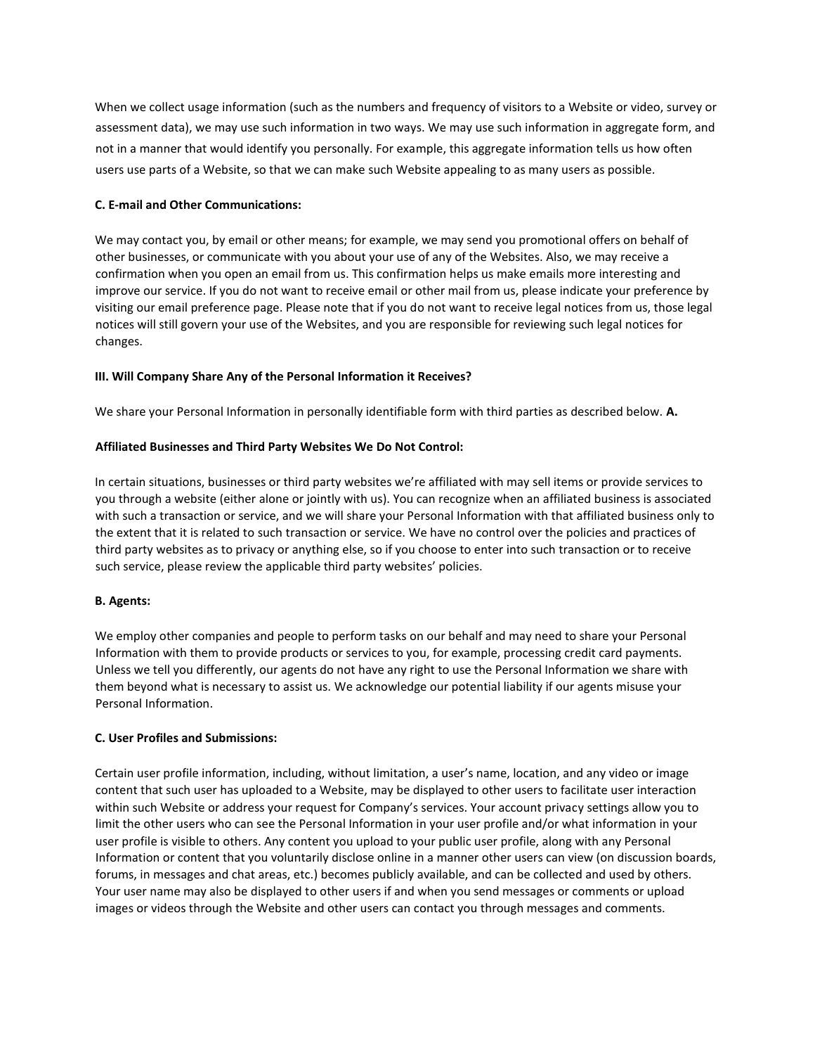When we collect usage information (such as the numbers and frequency of visitors to a Website or video, survey or assessment data), we may use such information in two ways. We may use such information in aggregate form, and not in a manner that would identify you personally. For example, this aggregate information tells us how often users use parts of a Website, so that we can make such Website appealing to as many users as possible.

**C. E-mail and Other Communications:**

We may contact you, by email or other means; for example, we may send you promotional offers on behalf of other businesses, or communicate with you about your use of any of the Websites. Also, we may receive a confirmation when you open an email from us. This confirmation helps us make emails more interesting and improve our service. If you do not want to receive email or other mail from us, please indicate your preference by visiting our email preference page. Please note that if you do not want to receive legal notices from us, those legal notices will still govern your use of the Websites, and you are responsible for reviewing such legal notices for changes.

**III. Will Company Share Any of the Personal Information it Receives?**

We share your Personal Information in personally identifiable form with third parties as described below. **A.**

**Affiliated Businesses and Third Party Websites We Do Not Control:**

In certain situations, businesses or third party websites we're affiliated with may sell items or provide services to you through a website (either alone or jointly with us). You can recognize when an affiliated business is associated with such a transaction or service, and we will share your Personal Information with that affiliated business only to the extent that it is related to such transaction or service. We have no control over the policies and practices of third party websites as to privacy or anything else, so if you choose to enter into such transaction or to receive such service, please review the applicable third party websites' policies.

**B. Agents:**

We employ other companies and people to perform tasks on our behalf and may need to share your Personal Information with them to provide products or services to you, for example, processing credit card payments. Unless we tell you differently, our agents do not have any right to use the Personal Information we share with them beyond what is necessary to assist us. We acknowledge our potential liability if our agents misuse your Personal Information.

**C. User Profiles and Submissions:**

Certain user profile information, including, without limitation, a user's name, location, and any video or image content that such user has uploaded to a Website, may be displayed to other users to facilitate user interaction within such Website or address your request for Company's services. Your account privacy settings allow you to limit the other users who can see the Personal Information in your user profile and/or what information in your user profile is visible to others. Any content you upload to your public user profile, along with any Personal Information or content that you voluntarily disclose online in a manner other users can view (on discussion boards, forums, in messages and chat areas, etc.) becomes publicly available, and can be collected and used by others. Your user name may also be displayed to other users if and when you send messages or comments or upload images or videos through the Website and other users can contact you through messages and comments.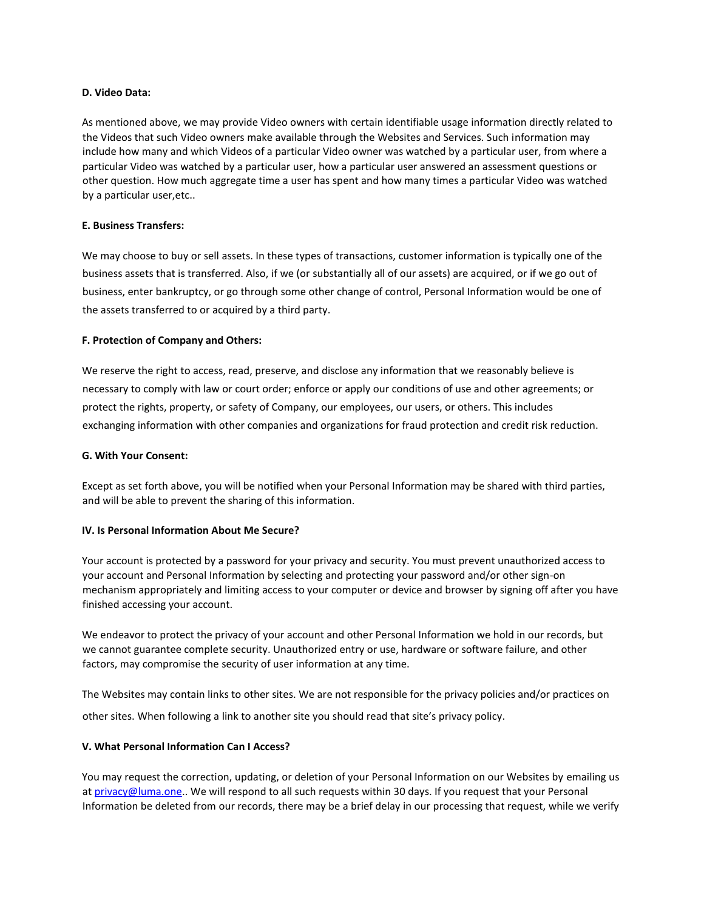**D. Video Data:**

As mentioned above, we may provide Video owners with certain identifiable usage information directly related to the Videos that such Video owners make available through the Websites and Services. Such information may include how many and which Videos of a particular Video owner was watched by a particular user, from where a particular Video was watched by a particular user, how a particular user answered an assessment questions or other question. How much aggregate time a user has spent and how many times a particular Video was watched by a particular user,etc..

**E. Business Transfers:**

We may choose to buy or sell assets. In these types of transactions, customer information is typically one of the business assets that is transferred. Also, if we (or substantially all of our assets) are acquired, or if we go out of business, enter bankruptcy, or go through some other change of control, Personal Information would be one of the assets transferred to or acquired by a third party.

**F. Protection of Company and Others:**

We reserve the right to access, read, preserve, and disclose any information that we reasonably believe is necessary to comply with law or court order; enforce or apply our conditions of use and other agreements; or protect the rights, property, or safety of Company, our employees, our users, or others. This includes exchanging information with other companies and organizations for fraud protection and credit risk reduction.

**G. With Your Consent:**

Except as set forth above, you will be notified when your Personal Information may be shared with third parties, and will be able to prevent the sharing of this information.

**IV. Is Personal Information About Me Secure?**

Your account is protected by a password for your privacy and security. You must prevent unauthorized access to your account and Personal Information by selecting and protecting your password and/or other sign-on mechanism appropriately and limiting access to your computer or device and browser by signing off after you have finished accessing your account.

We endeavor to protect the privacy of your account and other Personal Information we hold in our records, but we cannot guarantee complete security. Unauthorized entry or use, hardware or software failure, and other factors, may compromise the security of user information at any time.

The Websites may contain links to other sites. We are not responsible for the privacy policies and/or practices on other sites. When following a link to another site you should read that site's privacy policy.

**V. What Personal Information Can I Access?**

You may request the correction, updating, or deletion of your Personal Information on our Websites by emailing us at [privacy@luma.one](mailto:privacy@luma.one).. We will respond to all such requests within 30 days. If you request that your Personal Information be deleted from our records, there may be a brief delay in our processing that request, while we verify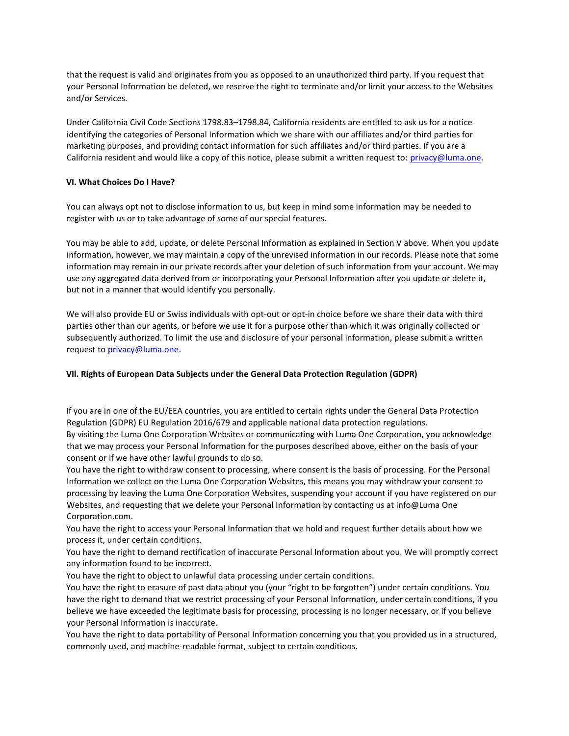that the request is valid and originates from you as opposed to an unauthorized third party. If you request that your Personal Information be deleted, we reserve the right to terminate and/or limit your access to the Websites and/or Services.

Under California Civil Code Sections 1798.83–1798.84, California residents are entitled to ask us for a notice identifying the categories of Personal Information which we share with our affiliates and/or third parties for marketing purposes, and providing contact information for such affiliates and/or third parties. If you are a California resident and would like a copy of this notice, please submit a written request to: privacy@luma.one.

**VI. What Choices Do I Have?**

You can always opt not to disclose information to us, but keep in mind some information may be needed to register with us or to take advantage of some of our special features.

You may be able to add, update, or delete Personal Information as explained in Section V above. When you update information, however, we may maintain a copy of the unrevised information in our records. Please note that some information may remain in our private records after your deletion of such information from your account. We may use any aggregated data derived from or incorporating your Personal Information after you update or delete it, but not in a manner that would identify you personally.

We will also provide EU or Swiss individuals with opt-out or opt-in choice before we share their data with third parties other than our agents, or before we use it for a purpose other than which it was originally collected or subsequently authorized. To limit the use and disclosure of your personal information, please submit a written request to privacy@luma.one.

**VII. Rights of European Data Subjects under the General Data Protection Regulation (GDPR)**

If you are in one of the EU/EEA countries, you are entitled to certain rights under the General Data Protection Regulation (GDPR) EU Regulation 2016/679 and applicable national data protection regulations.
By visiting the Luma One Corporation Websites or communicating with Luma One Corporation, you acknowledge that we may process your Personal Information for the purposes described above, either on the basis of your consent or if we have other lawful grounds to do so.
You have the right to withdraw consent to processing, where consent is the basis of processing. For the Personal Information we collect on the Luma One Corporation Websites, this means you may withdraw your consent to processing by leaving the Luma One Corporation Websites, suspending your account if you have registered on our Websites, and requesting that we delete your Personal Information by contacting us at info@Luma One Corporation.com.
You have the right to access your Personal Information that we hold and request further details about how we process it, under certain conditions.
You have the right to demand rectification of inaccurate Personal Information about you. We will promptly correct any information found to be incorrect.
You have the right to object to unlawful data processing under certain conditions.
You have the right to erasure of past data about you (your "right to be forgotten") under certain conditions. You have the right to demand that we restrict processing of your Personal Information, under certain conditions, if you believe we have exceeded the legitimate basis for processing, processing is no longer necessary, or if you believe your Personal Information is inaccurate.
You have the right to data portability of Personal Information concerning you that you provided us in a structured, commonly used, and machine-readable format, subject to certain conditions.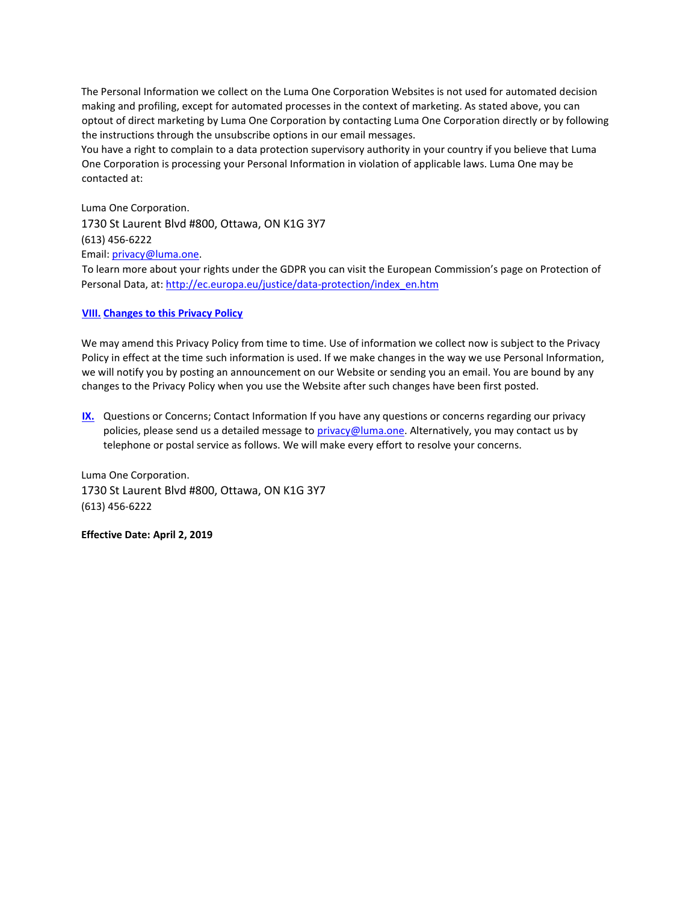The Personal Information we collect on the Luma One Corporation Websites is not used for automated decision making and profiling, except for automated processes in the context of marketing. As stated above, you can optout of direct marketing by Luma One Corporation by contacting Luma One Corporation directly or by following the instructions through the unsubscribe options in our email messages.
You have a right to complain to a data protection supervisory authority in your country if you believe that Luma One Corporation is processing your Personal Information in violation of applicable laws. Luma One may be contacted at:

Luma One Corporation.
1730 St Laurent Blvd #800, Ottawa, ON K1G 3Y7
(613) 456-6222
Email: privacy@luma.one.
To learn more about your rights under the GDPR you can visit the European Commission's page on Protection of Personal Data, at: http://ec.europa.eu/justice/data-protection/index_en.htm

## VIII. Changes to this Privacy Policy

We may amend this Privacy Policy from time to time. Use of information we collect now is subject to the Privacy Policy in effect at the time such information is used. If we make changes in the way we use Personal Information, we will notify you by posting an announcement on our Website or sending you an email. You are bound by any changes to the Privacy Policy when you use the Website after such changes have been first posted.

**IX.** Questions or Concerns; Contact Information If you have any questions or concerns regarding our privacy policies, please send us a detailed message to privacy@luma.one. Alternatively, you may contact us by telephone or postal service as follows. We will make every effort to resolve your concerns.

Luma One Corporation.
1730 St Laurent Blvd #800, Ottawa, ON K1G 3Y7
(613) 456-6222

**Effective Date: April 2, 2019**